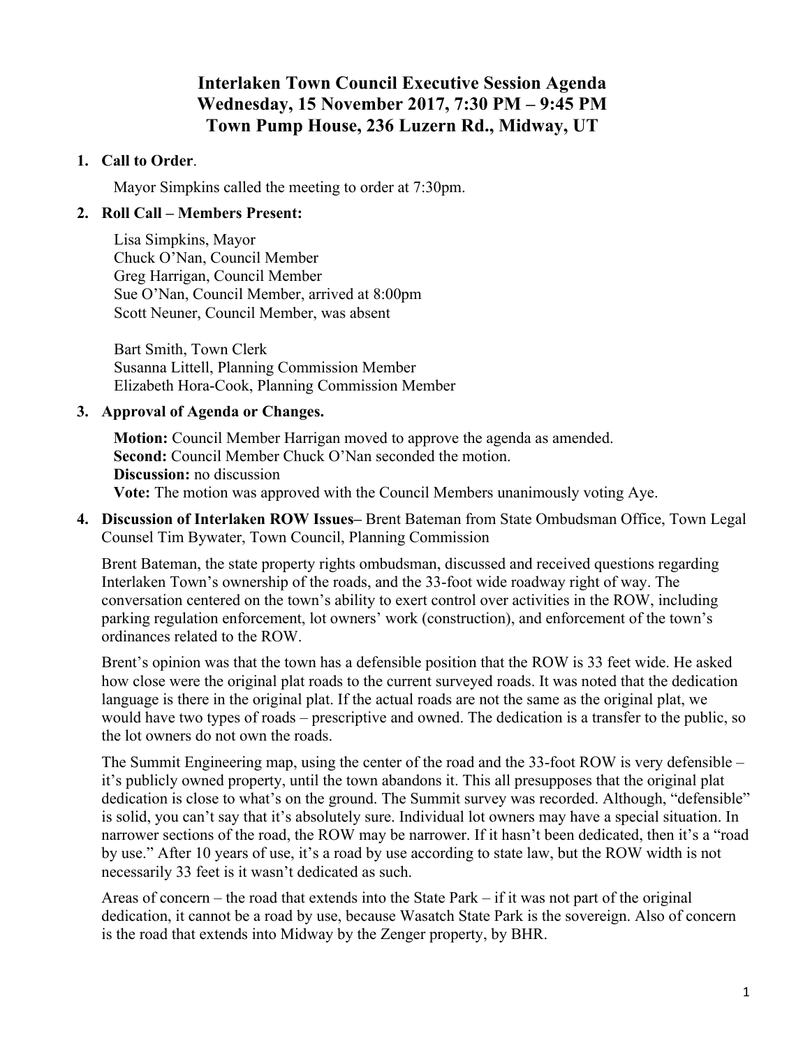# Interlaken Town Council Executive Session Agenda
# Wednesday, 15 November 2017, 7:30 PM – 9:45 PM
# Town Pump House, 236 Luzern Rd., Midway, UT

1. **Call to Order**.

   Mayor Simpkins called the meeting to order at 7:30pm.

2. **Roll Call – Members Present:**

   Lisa Simpkins, Mayor
   Chuck O'Nan, Council Member
   Greg Harrigan, Council Member
   Sue O'Nan, Council Member, arrived at 8:00pm
   Scott Neuner, Council Member, was absent

   Bart Smith, Town Clerk
   Susanna Littell, Planning Commission Member
   Elizabeth Hora-Cook, Planning Commission Member

3. **Approval of Agenda or Changes.**

   **Motion:** Council Member Harrigan moved to approve the agenda as amended.
   **Second:** Council Member Chuck O'Nan seconded the motion.
   **Discussion:** no discussion
   **Vote:** The motion was approved with the Council Members unanimously voting Aye.

4. **Discussion of Interlaken ROW Issues–** Brent Bateman from State Ombudsman Office, Town Legal Counsel Tim Bywater, Town Council, Planning Commission

   Brent Bateman, the state property rights ombudsman, discussed and received questions regarding Interlaken Town's ownership of the roads, and the 33-foot wide roadway right of way. The conversation centered on the town's ability to exert control over activities in the ROW, including parking regulation enforcement, lot owners' work (construction), and enforcement of the town's ordinances related to the ROW.

   Brent's opinion was that the town has a defensible position that the ROW is 33 feet wide. He asked how close were the original plat roads to the current surveyed roads. It was noted that the dedication language is there in the original plat. If the actual roads are not the same as the original plat, we would have two types of roads – prescriptive and owned. The dedication is a transfer to the public, so the lot owners do not own the roads.

   The Summit Engineering map, using the center of the road and the 33-foot ROW is very defensible – it's publicly owned property, until the town abandons it. This all presupposes that the original plat dedication is close to what's on the ground. The Summit survey was recorded. Although, "defensible" is solid, you can't say that it's absolutely sure. Individual lot owners may have a special situation. In narrower sections of the road, the ROW may be narrower. If it hasn't been dedicated, then it's a "road by use." After 10 years of use, it's a road by use according to state law, but the ROW width is not necessarily 33 feet is it wasn't dedicated as such.

   Areas of concern – the road that extends into the State Park – if it was not part of the original dedication, it cannot be a road by use, because Wasatch State Park is the sovereign. Also of concern is the road that extends into Midway by the Zenger property, by BHR.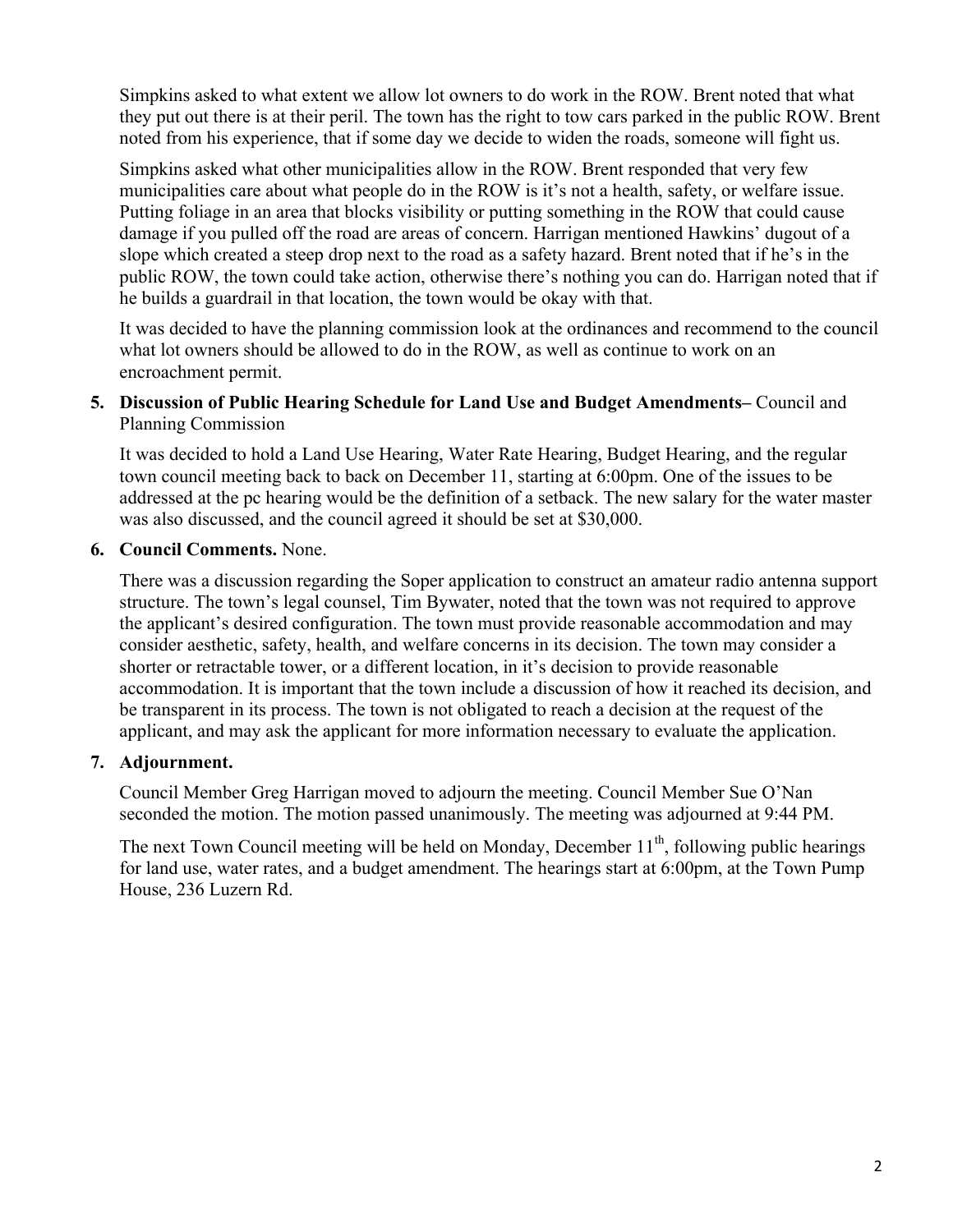Simpkins asked to what extent we allow lot owners to do work in the ROW. Brent noted that what they put out there is at their peril. The town has the right to tow cars parked in the public ROW. Brent noted from his experience, that if some day we decide to widen the roads, someone will fight us.

Simpkins asked what other municipalities allow in the ROW. Brent responded that very few municipalities care about what people do in the ROW is it's not a health, safety, or welfare issue. Putting foliage in an area that blocks visibility or putting something in the ROW that could cause damage if you pulled off the road are areas of concern. Harrigan mentioned Hawkins' dugout of a slope which created a steep drop next to the road as a safety hazard. Brent noted that if he's in the public ROW, the town could take action, otherwise there's nothing you can do. Harrigan noted that if he builds a guardrail in that location, the town would be okay with that.

It was decided to have the planning commission look at the ordinances and recommend to the council what lot owners should be allowed to do in the ROW, as well as continue to work on an encroachment permit.

5. **Discussion of Public Hearing Schedule for Land Use and Budget Amendments–** Council and Planning Commission

   It was decided to hold a Land Use Hearing, Water Rate Hearing, Budget Hearing, and the regular town council meeting back to back on December 11, starting at 6:00pm. One of the issues to be addressed at the pc hearing would be the definition of a setback. The new salary for the water master was also discussed, and the council agreed it should be set at $30,000.

6. **Council Comments.** None.

   There was a discussion regarding the Soper application to construct an amateur radio antenna support structure. The town's legal counsel, Tim Bywater, noted that the town was not required to approve the applicant's desired configuration. The town must provide reasonable accommodation and may consider aesthetic, safety, health, and welfare concerns in its decision. The town may consider a shorter or retractable tower, or a different location, in it's decision to provide reasonable accommodation. It is important that the town include a discussion of how it reached its decision, and be transparent in its process. The town is not obligated to reach a decision at the request of the applicant, and may ask the applicant for more information necessary to evaluate the application.

7. **Adjournment.**

   Council Member Greg Harrigan moved to adjourn the meeting. Council Member Sue O'Nan seconded the motion. The motion passed unanimously. The meeting was adjourned at 9:44 PM.

   The next Town Council meeting will be held on Monday, December 11th, following public hearings for land use, water rates, and a budget amendment. The hearings start at 6:00pm, at the Town Pump House, 236 Luzern Rd.